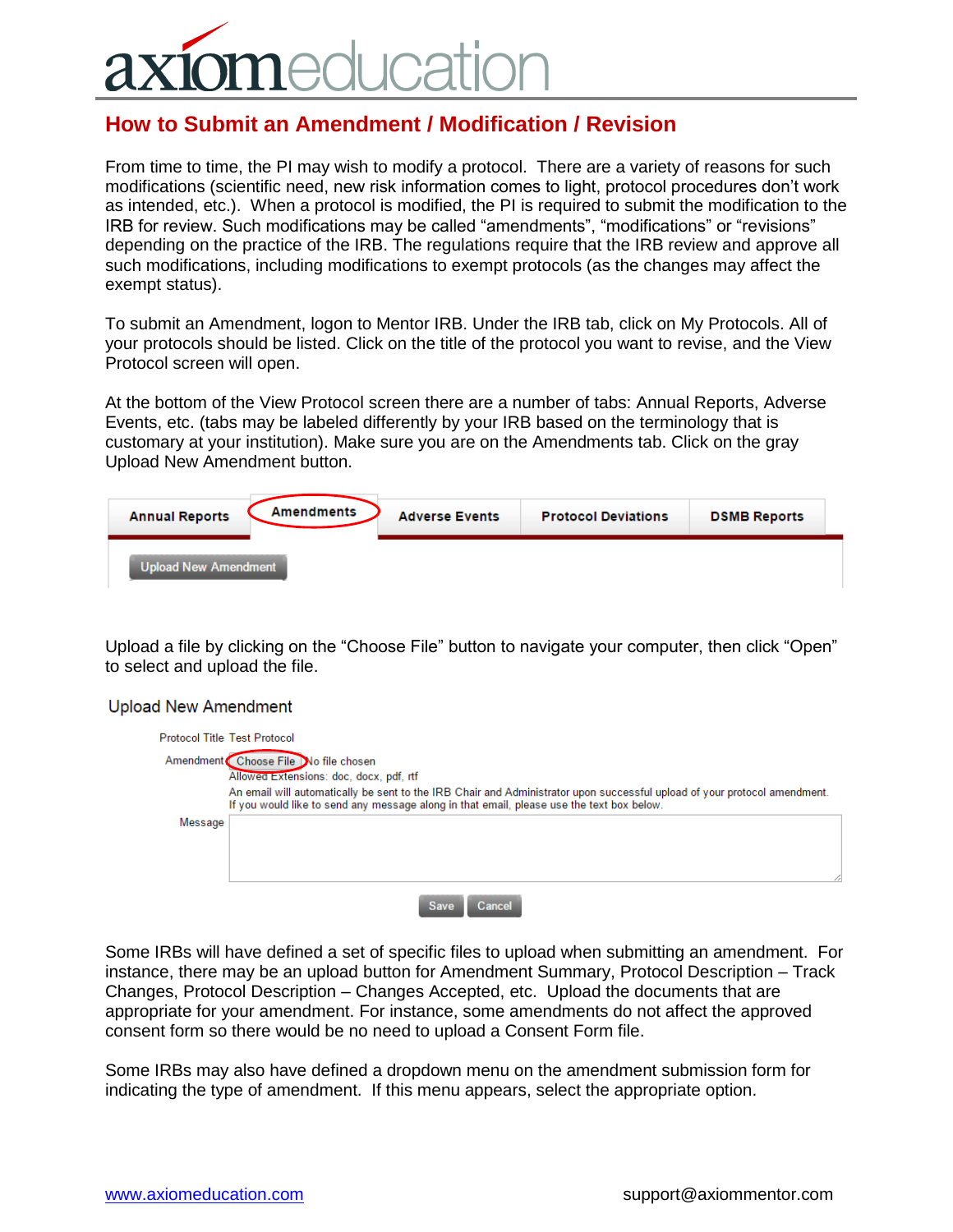# How to Submit an Amendment / Modification / Revision

From time to time, the PI may wish to modify a protocol. There are a variety of reasons for such modifications (scientific need, new risk information comes to light, protocol procedures don't work as intended, etc.). When a protocol is modified, the PI is required to submit the modification to the IRB for review. Such modifications may be called "amendments", "modifications" or "revisions" depending on the practice of the IRB. The regulations require that the IRB review and approve all such modifications, including modifications to exempt protocols (as the changes may affect the exempt status).

To submit an Amendment, logon to Mentor IRB. Under the IRB tab, click on My Protocols. All of your protocols should be listed. Click on the title of the protocol you want to revise, and the View Protocol screen will open.

At the bottom of the View Protocol screen there are a number of tabs: Annual Reports, Adverse Events, etc. (tabs may be labeled differently by your IRB based on the terminology that is customary at your institution). Make sure you are on the Amendments tab. Click on the gray Upload New Amendment button.

Annual Reports | Amendments | Adverse Events | Protocol Deviations | DSMB Reports

Upload New Amendment

Upload a file by clicking on the "Choose File" button to navigate your computer, then click "Open" to select and upload the file.

Upload New Amendment

Protocol Title Test Protocol

Amendment Choose File No file chosen
Allowed Extensions: doc, docx, pdf, rtf
An email will automatically be sent to the IRB Chair and Administrator upon successful upload of your protocol amendment.
If you would like to send any message along in that email, please use the text box below.

Message

Save Cancel

Some IRBs will have defined a set of specific files to upload when submitting an amendment. For instance, there may be an upload button for Amendment Summary, Protocol Description – Track Changes, Protocol Description – Changes Accepted, etc. Upload the documents that are appropriate for your amendment. For instance, some amendments do not affect the approved consent form so there would be no need to upload a Consent Form file.

Some IRBs may also have defined a dropdown menu on the amendment submission form for indicating the type of amendment. If this menu appears, select the appropriate option.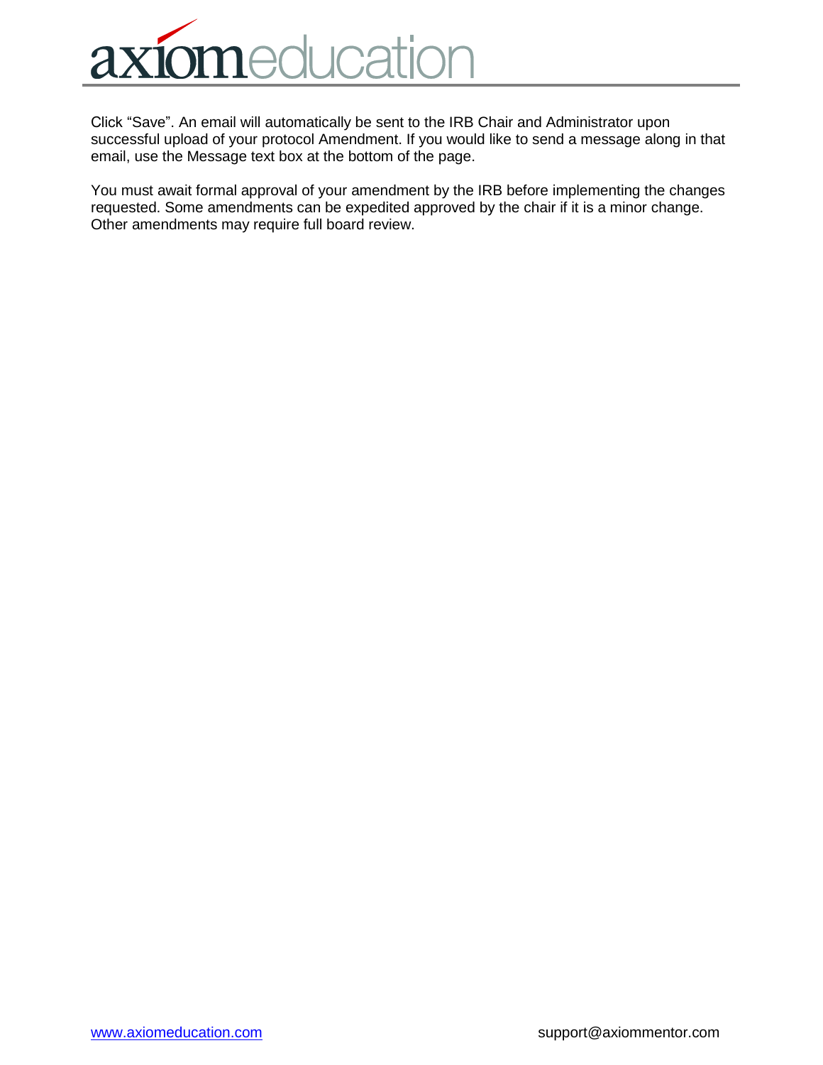Click “Save”. An email will automatically be sent to the IRB Chair and Administrator upon successful upload of your protocol Amendment. If you would like to send a message along in that email, use the Message text box at the bottom of the page.

You must await formal approval of your amendment by the IRB before implementing the changes requested. Some amendments can be expedited approved by the chair if it is a minor change. Other amendments may require full board review.